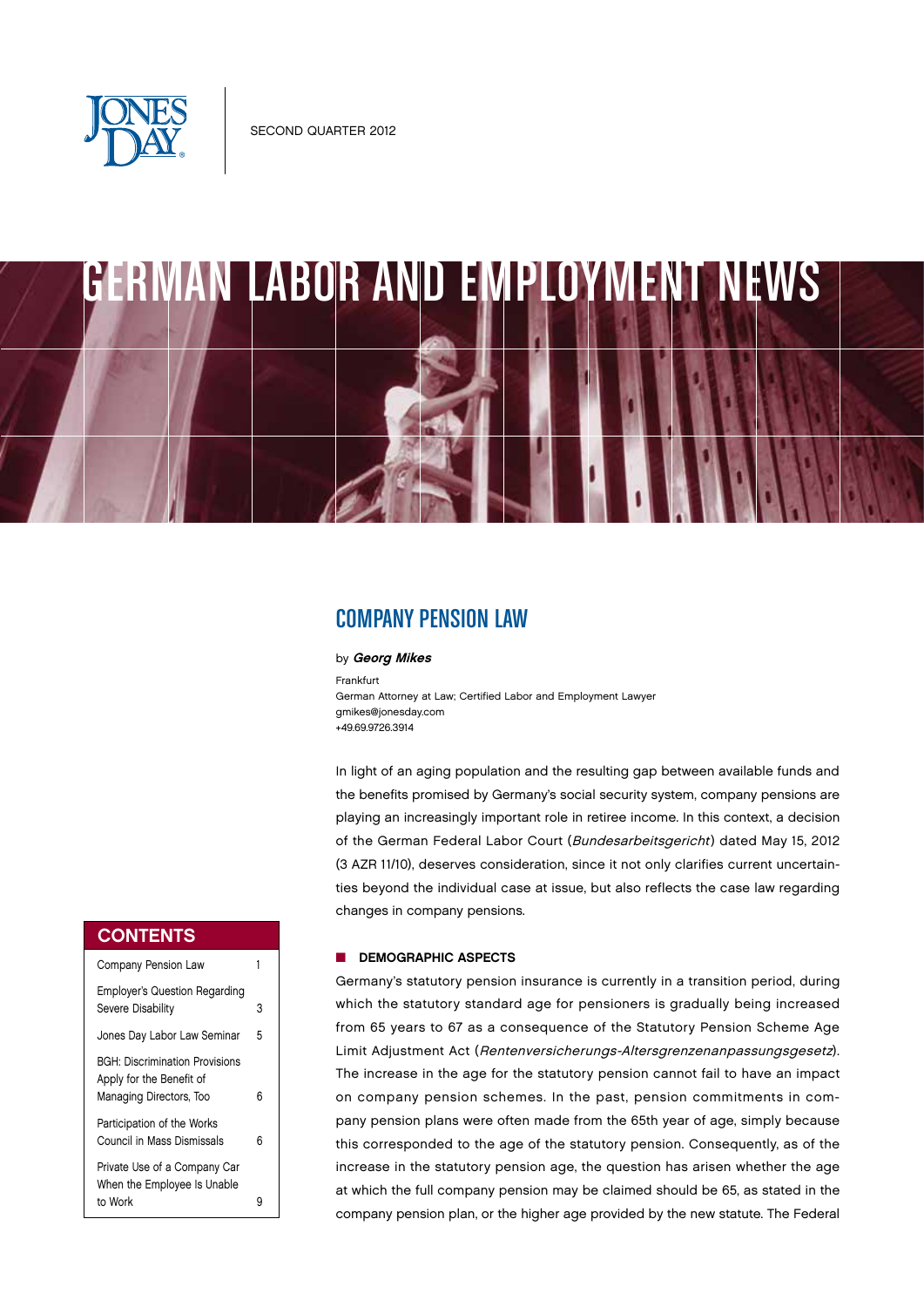SECOND QUARTER 2012

# GERMAN LABOR AND EMPLOYMENT NEWS

## CONTENTS

| | |
|---|---|
| Company Pension Law | 1 |
| Employer's Question Regarding Severe Disability | 3 |
| Jones Day Labor Law Seminar | 5 |
| BGH: Discrimination Provisions Apply for the Benefit of Managing Directors, Too | 6 |
| Participation of the Works Council in Mass Dismissals | 6 |
| Private Use of a Company Car When the Employee Is Unable to Work | 9 |

## COMPANY PENSION LAW

by ***Georg Mikes***

Frankfurt
German Attorney at Law; Certified Labor and Employment Lawyer
gmikes@jonesday.com
+49.69.9726.3914

In light of an aging population and the resulting gap between available funds and the benefits promised by Germany's social security system, company pensions are playing an increasingly important role in retiree income. In this context, a decision of the German Federal Labor Court (*Bundesarbeitsgericht*) dated May 15, 2012 (3 AZR 11/10), deserves consideration, since it not only clarifies current uncertainties beyond the individual case at issue, but also reflects the case law regarding changes in company pensions.

### DEMOGRAPHIC ASPECTS

Germany's statutory pension insurance is currently in a transition period, during which the statutory standard age for pensioners is gradually being increased from 65 years to 67 as a consequence of the Statutory Pension Scheme Age Limit Adjustment Act (*Rentenversicherungs-Altersgrenzenanpassungsgesetz*). The increase in the age for the statutory pension cannot fail to have an impact on company pension schemes. In the past, pension commitments in company pension plans were often made from the 65th year of age, simply because this corresponded to the age of the statutory pension. Consequently, as of the increase in the statutory pension age, the question has arisen whether the age at which the full company pension may be claimed should be 65, as stated in the company pension plan, or the higher age provided by the new statute. The Federal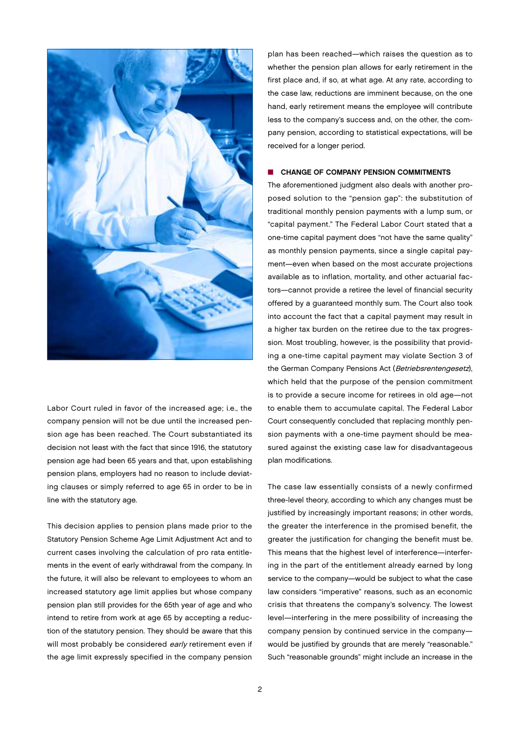Labor Court ruled in favor of the increased age; i.e., the company pension will not be due until the increased pension age has been reached. The Court substantiated its decision not least with the fact that since 1916, the statutory pension age had been 65 years and that, upon establishing pension plans, employers had no reason to include deviating clauses or simply referred to age 65 in order to be in line with the statutory age.

This decision applies to pension plans made prior to the Statutory Pension Scheme Age Limit Adjustment Act and to current cases involving the calculation of pro rata entitlements in the event of early withdrawal from the company. In the future, it will also be relevant to employees to whom an increased statutory age limit applies but whose company pension plan still provides for the 65th year of age and who intend to retire from work at age 65 by accepting a reduction of the statutory pension. They should be aware that this will most probably be considered *early* retirement even if the age limit expressly specified in the company pension plan has been reached—which raises the question as to whether the pension plan allows for early retirement in the first place and, if so, at what age. At any rate, according to the case law, reductions are imminent because, on the one hand, early retirement means the employee will contribute less to the company's success and, on the other, the company pension, according to statistical expectations, will be received for a longer period.

## CHANGE OF COMPANY PENSION COMMITMENTS

The aforementioned judgment also deals with another proposed solution to the "pension gap": the substitution of traditional monthly pension payments with a lump sum, or "capital payment." The Federal Labor Court stated that a one-time capital payment does "not have the same quality" as monthly pension payments, since a single capital payment—even when based on the most accurate projections available as to inflation, mortality, and other actuarial factors—cannot provide a retiree the level of financial security offered by a guaranteed monthly sum. The Court also took into account the fact that a capital payment may result in a higher tax burden on the retiree due to the tax progression. Most troubling, however, is the possibility that providing a one-time capital payment may violate Section 3 of the German Company Pensions Act (*Betriebsrentengesetz*), which held that the purpose of the pension commitment is to provide a secure income for retirees in old age—not to enable them to accumulate capital. The Federal Labor Court consequently concluded that replacing monthly pension payments with a one-time payment should be measured against the existing case law for disadvantageous plan modifications.

The case law essentially consists of a newly confirmed three-level theory, according to which any changes must be justified by increasingly important reasons; in other words, the greater the interference in the promised benefit, the greater the justification for changing the benefit must be. This means that the highest level of interference—interfering in the part of the entitlement already earned by long service to the company—would be subject to what the case law considers "imperative" reasons, such as an economic crisis that threatens the company's solvency. The lowest level—interfering in the mere possibility of increasing the company pension by continued service in the company—would be justified by grounds that are merely "reasonable." Such "reasonable grounds" might include an increase in the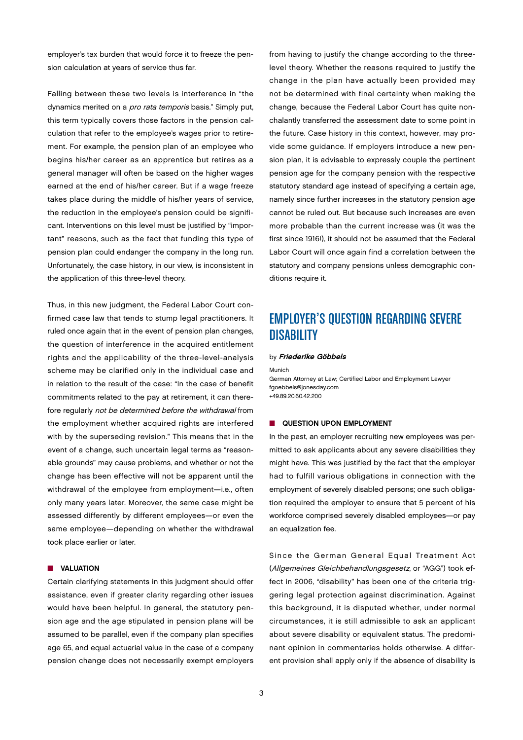employer's tax burden that would force it to freeze the pension calculation at years of service thus far.

Falling between these two levels is interference in "the dynamics merited on a *pro rata temporis* basis." Simply put, this term typically covers those factors in the pension calculation that refer to the employee's wages prior to retirement. For example, the pension plan of an employee who begins his/her career as an apprentice but retires as a general manager will often be based on the higher wages earned at the end of his/her career. But if a wage freeze takes place during the middle of his/her years of service, the reduction in the employee's pension could be significant. Interventions on this level must be justified by "important" reasons, such as the fact that funding this type of pension plan could endanger the company in the long run. Unfortunately, the case history, in our view, is inconsistent in the application of this three-level theory.

Thus, in this new judgment, the Federal Labor Court confirmed case law that tends to stump legal practitioners. It ruled once again that in the event of pension plan changes, the question of interference in the acquired entitlement rights and the applicability of the three-level-analysis scheme may be clarified only in the individual case and in relation to the result of the case: "In the case of benefit commitments related to the pay at retirement, it can therefore regularly *not be determined before the withdrawal* from the employment whether acquired rights are interfered with by the superseding revision." This means that in the event of a change, such uncertain legal terms as "reasonable grounds" may cause problems, and whether or not the change has been effective will not be apparent until the withdrawal of the employee from employment—i.e., often only many years later. Moreover, the same case might be assessed differently by different employees—or even the same employee—depending on whether the withdrawal took place earlier or later.

#### VALUATION

Certain clarifying statements in this judgment should offer assistance, even if greater clarity regarding other issues would have been helpful. In general, the statutory pension age and the age stipulated in pension plans will be assumed to be parallel, even if the company plan specifies age 65, and equal actuarial value in the case of a company pension change does not necessarily exempt employers from having to justify the change according to the three-level theory. Whether the reasons required to justify the change in the plan have actually been provided may not be determined with final certainty when making the change, because the Federal Labor Court has quite nonchalantly transferred the assessment date to some point in the future. Case history in this context, however, may provide some guidance. If employers introduce a new pension plan, it is advisable to expressly couple the pertinent pension age for the company pension with the respective statutory standard age instead of specifying a certain age, namely since further increases in the statutory pension age cannot be ruled out. But because such increases are even more probable than the current increase was (it was the first since 1916!), it should not be assumed that the Federal Labor Court will once again find a correlation between the statutory and company pensions unless demographic conditions require it.

## EMPLOYER'S QUESTION REGARDING SEVERE DISABILITY

by ***Friederike Göbbels***

Munich
German Attorney at Law; Certified Labor and Employment Lawyer
fgoebbels@jonesday.com
+49.89.20.60.42.200

#### QUESTION UPON EMPLOYMENT

In the past, an employer recruiting new employees was permitted to ask applicants about any severe disabilities they might have. This was justified by the fact that the employer had to fulfill various obligations in connection with the employment of severely disabled persons; one such obligation required the employer to ensure that 5 percent of his workforce comprised severely disabled employees—or pay an equalization fee.

Since the German General Equal Treatment Act (*Allgemeines Gleichbehandlungsgesetz*, or "AGG") took effect in 2006, "disability" has been one of the criteria triggering legal protection against discrimination. Against this background, it is disputed whether, under normal circumstances, it is still admissible to ask an applicant about severe disability or equivalent status. The predominant opinion in commentaries holds otherwise. A different provision shall apply only if the absence of disability is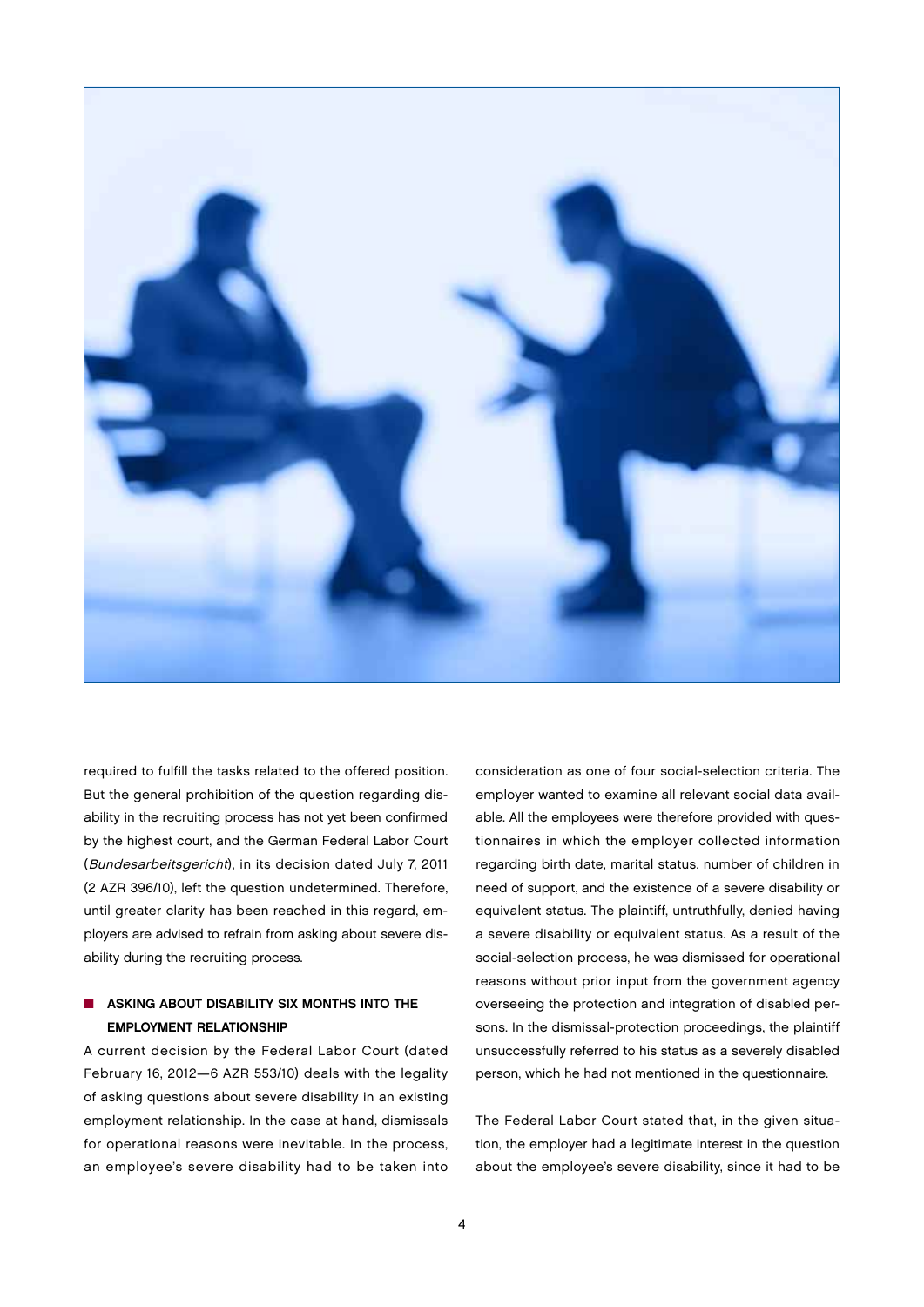required to fulfill the tasks related to the offered position. But the general prohibition of the question regarding disability in the recruiting process has not yet been confirmed by the highest court, and the German Federal Labor Court (*Bundesarbeitsgericht*), in its decision dated July 7, 2011 (2 AZR 396/10), left the question undetermined. Therefore, until greater clarity has been reached in this regard, employers are advised to refrain from asking about severe disability during the recruiting process.

## ASKING ABOUT DISABILITY SIX MONTHS INTO THE EMPLOYMENT RELATIONSHIP

A current decision by the Federal Labor Court (dated February 16, 2012—6 AZR 553/10) deals with the legality of asking questions about severe disability in an existing employment relationship. In the case at hand, dismissals for operational reasons were inevitable. In the process, an employee's severe disability had to be taken into consideration as one of four social-selection criteria. The employer wanted to examine all relevant social data available. All the employees were therefore provided with questionnaires in which the employer collected information regarding birth date, marital status, number of children in need of support, and the existence of a severe disability or equivalent status. The plaintiff, untruthfully, denied having a severe disability or equivalent status. As a result of the social-selection process, he was dismissed for operational reasons without prior input from the government agency overseeing the protection and integration of disabled persons. In the dismissal-protection proceedings, the plaintiff unsuccessfully referred to his status as a severely disabled person, which he had not mentioned in the questionnaire.

The Federal Labor Court stated that, in the given situation, the employer had a legitimate interest in the question about the employee's severe disability, since it had to be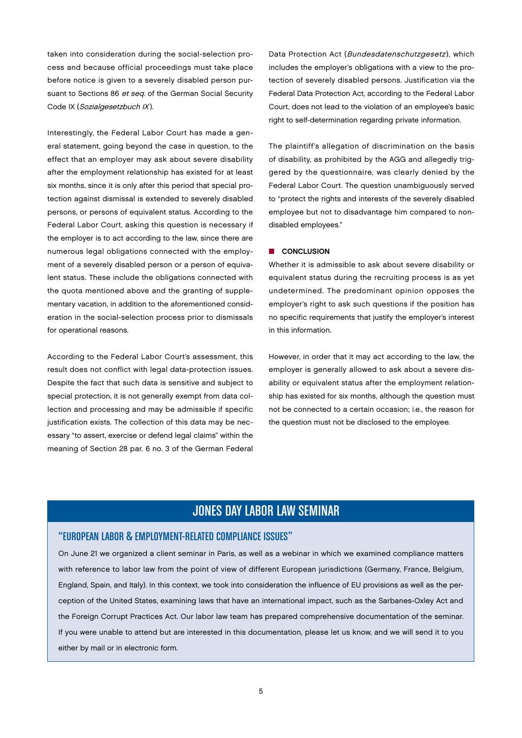taken into consideration during the social-selection process and because official proceedings must take place before notice is given to a severely disabled person pursuant to Sections 86 *et seq.* of the German Social Security Code IX (*Sozialgesetzbuch IX*).

Interestingly, the Federal Labor Court has made a general statement, going beyond the case in question, to the effect that an employer may ask about severe disability after the employment relationship has existed for at least six months, since it is only after this period that special protection against dismissal is extended to severely disabled persons, or persons of equivalent status. According to the Federal Labor Court, asking this question is necessary if the employer is to act according to the law, since there are numerous legal obligations connected with the employment of a severely disabled person or a person of equivalent status. These include the obligations connected with the quota mentioned above and the granting of supplementary vacation, in addition to the aforementioned consideration in the social-selection process prior to dismissals for operational reasons.

According to the Federal Labor Court's assessment, this result does not conflict with legal data-protection issues. Despite the fact that such data is sensitive and subject to special protection, it is not generally exempt from data collection and processing and may be admissible if specific justification exists. The collection of this data may be necessary "to assert, exercise or defend legal claims" within the meaning of Section 28 par. 6 no. 3 of the German Federal Data Protection Act (*Bundesdatenschutzgesetz*), which includes the employer's obligations with a view to the protection of severely disabled persons. Justification via the Federal Data Protection Act, according to the Federal Labor Court, does not lead to the violation of an employee's basic right to self-determination regarding private information.

The plaintiff's allegation of discrimination on the basis of disability, as prohibited by the AGG and allegedly triggered by the questionnaire, was clearly denied by the Federal Labor Court. The question unambiguously served to "protect the rights and interests of the severely disabled employee but not to disadvantage him compared to non-disabled employees."

## CONCLUSION

Whether it is admissible to ask about severe disability or equivalent status during the recruiting process is as yet undetermined. The predominant opinion opposes the employer's right to ask such questions if the position has no specific requirements that justify the employer's interest in this information.

However, in order that it may act according to the law, the employer is generally allowed to ask about a severe disability or equivalent status after the employment relationship has existed for six months, although the question must not be connected to a certain occasion; i.e., the reason for the question must not be disclosed to the employee.

## JONES DAY LABOR LAW SEMINAR

### "EUROPEAN LABOR & EMPLOYMENT-RELATED COMPLIANCE ISSUES"

On June 21 we organized a client seminar in Paris, as well as a webinar in which we examined compliance matters with reference to labor law from the point of view of different European jurisdictions (Germany, France, Belgium, England, Spain, and Italy). In this context, we took into consideration the influence of EU provisions as well as the perception of the United States, examining laws that have an international impact, such as the Sarbanes-Oxley Act and the Foreign Corrupt Practices Act. Our labor law team has prepared comprehensive documentation of the seminar. If you were unable to attend but are interested in this documentation, please let us know, and we will send it to you either by mail or in electronic form.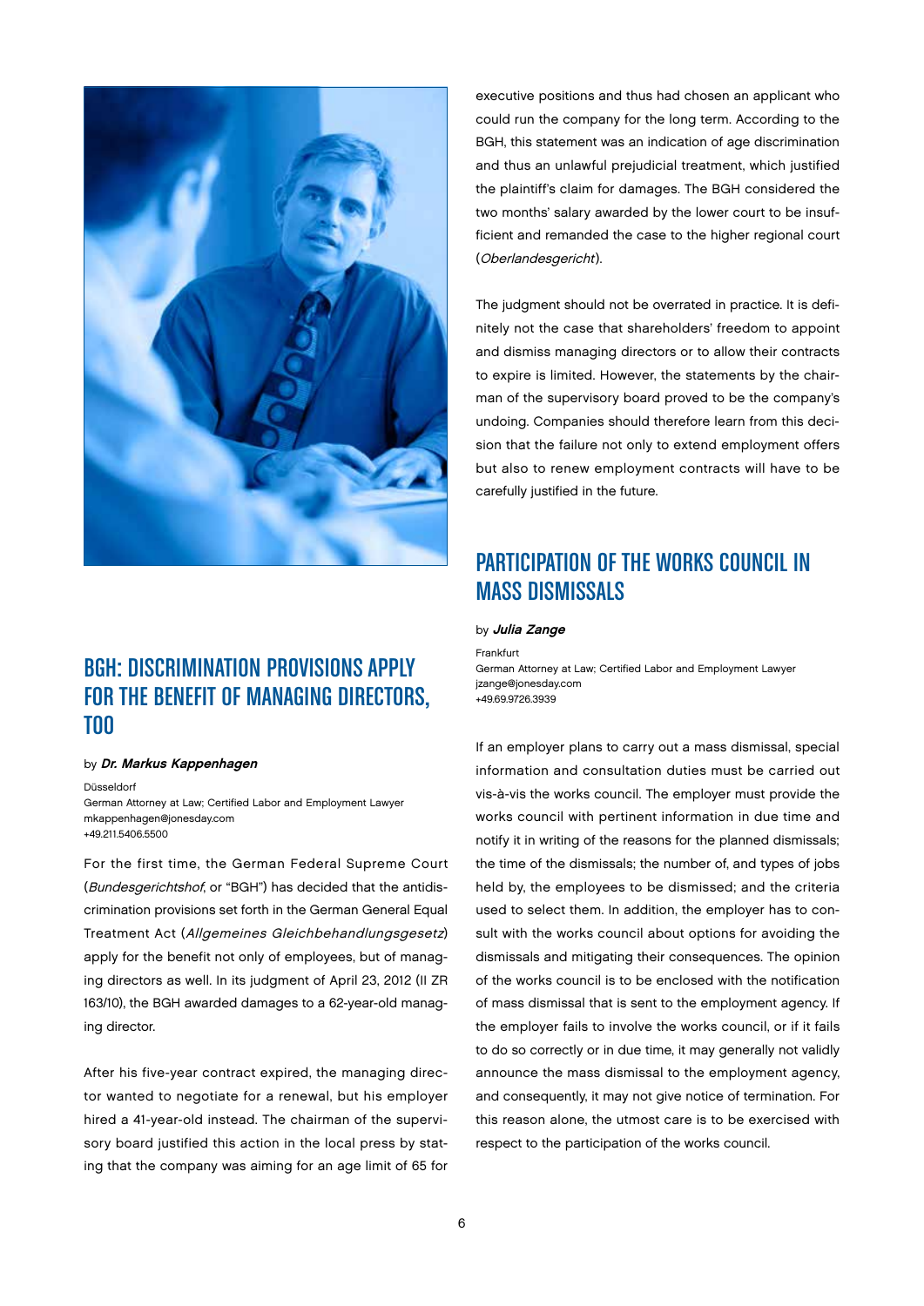## BGH: DISCRIMINATION PROVISIONS APPLY FOR THE BENEFIT OF MANAGING DIRECTORS, TOO

by ***Dr. Markus Kappenhagen***

Düsseldorf
German Attorney at Law; Certified Labor and Employment Lawyer
mkappenhagen@jonesday.com
+49.211.5406.5500

For the first time, the German Federal Supreme Court (*Bundesgerichtshof*, or "BGH") has decided that the antidiscrimination provisions set forth in the German General Equal Treatment Act (*Allgemeines Gleichbehandlungsgesetz*) apply for the benefit not only of employees, but of managing directors as well. In its judgment of April 23, 2012 (II ZR 163/10), the BGH awarded damages to a 62-year-old managing director.

After his five-year contract expired, the managing director wanted to negotiate for a renewal, but his employer hired a 41-year-old instead. The chairman of the supervisory board justified this action in the local press by stating that the company was aiming for an age limit of 65 for executive positions and thus had chosen an applicant who could run the company for the long term. According to the BGH, this statement was an indication of age discrimination and thus an unlawful prejudicial treatment, which justified the plaintiff's claim for damages. The BGH considered the two months' salary awarded by the lower court to be insufficient and remanded the case to the higher regional court (*Oberlandesgericht*).

The judgment should not be overrated in practice. It is definitely not the case that shareholders' freedom to appoint and dismiss managing directors or to allow their contracts to expire is limited. However, the statements by the chairman of the supervisory board proved to be the company's undoing. Companies should therefore learn from this decision that the failure not only to extend employment offers but also to renew employment contracts will have to be carefully justified in the future.

## PARTICIPATION OF THE WORKS COUNCIL IN MASS DISMISSALS

by ***Julia Zange***

Frankfurt
German Attorney at Law; Certified Labor and Employment Lawyer
jzange@jonesday.com
+49.69.9726.3939

If an employer plans to carry out a mass dismissal, special information and consultation duties must be carried out vis-à-vis the works council. The employer must provide the works council with pertinent information in due time and notify it in writing of the reasons for the planned dismissals; the time of the dismissals; the number of, and types of jobs held by, the employees to be dismissed; and the criteria used to select them. In addition, the employer has to consult with the works council about options for avoiding the dismissals and mitigating their consequences. The opinion of the works council is to be enclosed with the notification of mass dismissal that is sent to the employment agency. If the employer fails to involve the works council, or if it fails to do so correctly or in due time, it may generally not validly announce the mass dismissal to the employment agency, and consequently, it may not give notice of termination. For this reason alone, the utmost care is to be exercised with respect to the participation of the works council.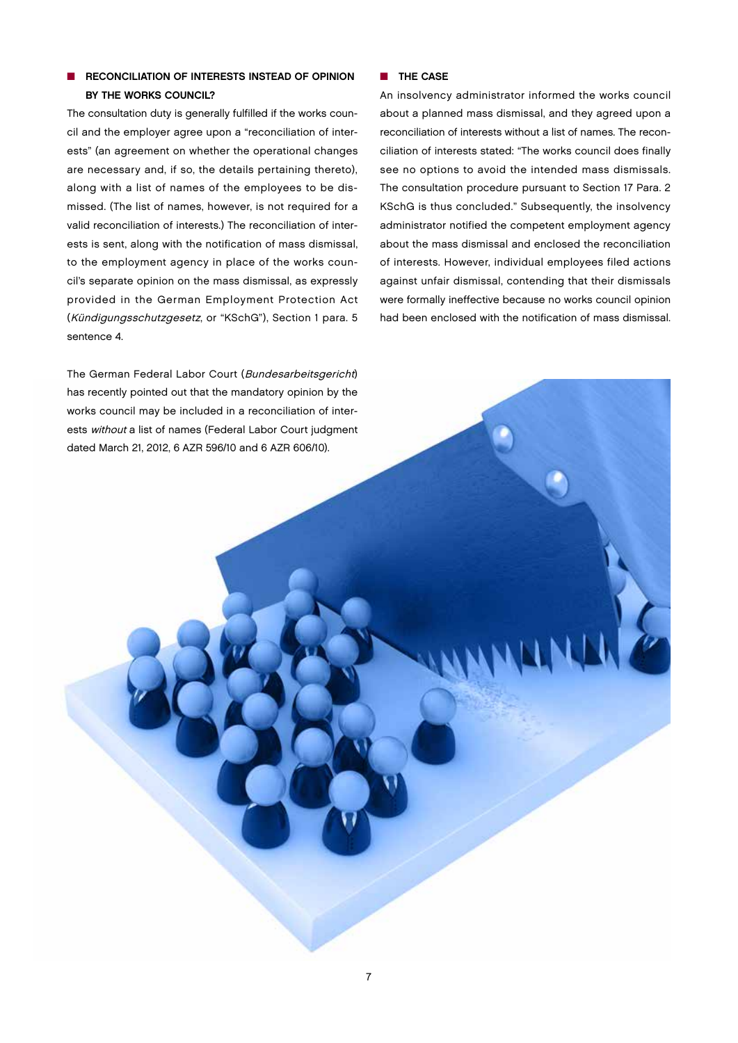## RECONCILIATION OF INTERESTS INSTEAD OF OPINION BY THE WORKS COUNCIL?

The consultation duty is generally fulfilled if the works council and the employer agree upon a "reconciliation of interests" (an agreement on whether the operational changes are necessary and, if so, the details pertaining thereto), along with a list of names of the employees to be dismissed. (The list of names, however, is not required for a valid reconciliation of interests.) The reconciliation of interests is sent, along with the notification of mass dismissal, to the employment agency in place of the works council's separate opinion on the mass dismissal, as expressly provided in the German Employment Protection Act (*Kündigungsschutzgesetz*, or "KSchG"), Section 1 para. 5 sentence 4.

The German Federal Labor Court (*Bundesarbeitsgericht*) has recently pointed out that the mandatory opinion by the works council may be included in a reconciliation of interests *without* a list of names (Federal Labor Court judgment dated March 21, 2012, 6 AZR 596/10 and 6 AZR 606/10).

## THE CASE

An insolvency administrator informed the works council about a planned mass dismissal, and they agreed upon a reconciliation of interests without a list of names. The reconciliation of interests stated: "The works council does finally see no options to avoid the intended mass dismissals. The consultation procedure pursuant to Section 17 Para. 2 KSchG is thus concluded." Subsequently, the insolvency administrator notified the competent employment agency about the mass dismissal and enclosed the reconciliation of interests. However, individual employees filed actions against unfair dismissal, contending that their dismissals were formally ineffective because no works council opinion had been enclosed with the notification of mass dismissal.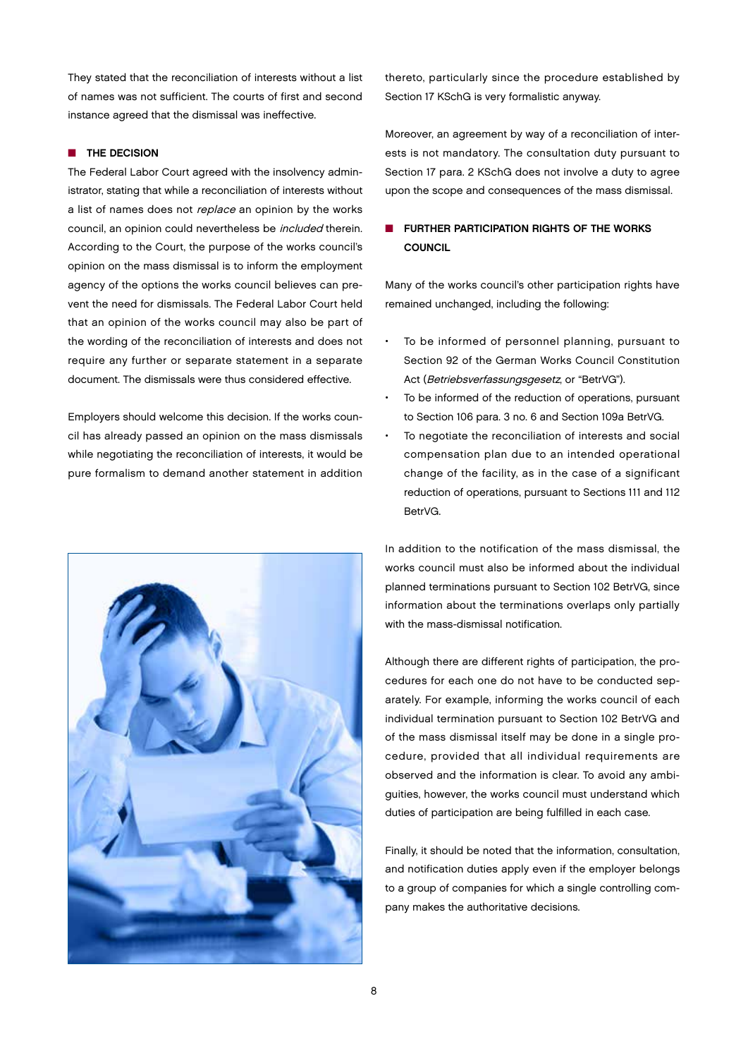They stated that the reconciliation of interests without a list of names was not sufficient. The courts of first and second instance agreed that the dismissal was ineffective.

## THE DECISION

The Federal Labor Court agreed with the insolvency administrator, stating that while a reconciliation of interests without a list of names does not *replace* an opinion by the works council, an opinion could nevertheless be *included* therein. According to the Court, the purpose of the works council's opinion on the mass dismissal is to inform the employment agency of the options the works council believes can prevent the need for dismissals. The Federal Labor Court held that an opinion of the works council may also be part of the wording of the reconciliation of interests and does not require any further or separate statement in a separate document. The dismissals were thus considered effective.

Employers should welcome this decision. If the works council has already passed an opinion on the mass dismissals while negotiating the reconciliation of interests, it would be pure formalism to demand another statement in addition thereto, particularly since the procedure established by Section 17 KSchG is very formalistic anyway.

Moreover, an agreement by way of a reconciliation of interests is not mandatory. The consultation duty pursuant to Section 17 para. 2 KSchG does not involve a duty to agree upon the scope and consequences of the mass dismissal.

## FURTHER PARTICIPATION RIGHTS OF THE WORKS COUNCIL

Many of the works council's other participation rights have remained unchanged, including the following:

- To be informed of personnel planning, pursuant to Section 92 of the German Works Council Constitution Act (*Betriebsverfassungsgesetz*, or "BetrVG").
- To be informed of the reduction of operations, pursuant to Section 106 para. 3 no. 6 and Section 109a BetrVG.
- To negotiate the reconciliation of interests and social compensation plan due to an intended operational change of the facility, as in the case of a significant reduction of operations, pursuant to Sections 111 and 112 BetrVG.

In addition to the notification of the mass dismissal, the works council must also be informed about the individual planned terminations pursuant to Section 102 BetrVG, since information about the terminations overlaps only partially with the mass-dismissal notification.

Although there are different rights of participation, the procedures for each one do not have to be conducted separately. For example, informing the works council of each individual termination pursuant to Section 102 BetrVG and of the mass dismissal itself may be done in a single procedure, provided that all individual requirements are observed and the information is clear. To avoid any ambiguities, however, the works council must understand which duties of participation are being fulfilled in each case.

Finally, it should be noted that the information, consultation, and notification duties apply even if the employer belongs to a group of companies for which a single controlling company makes the authoritative decisions.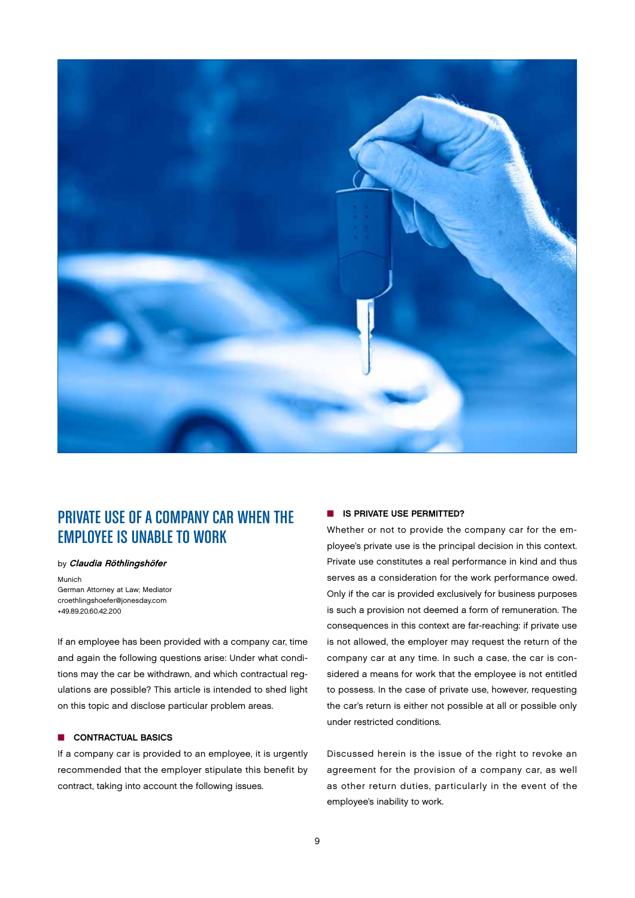# PRIVATE USE OF A COMPANY CAR WHEN THE EMPLOYEE IS UNABLE TO WORK

by ***Claudia Röthlingshöfer***

Munich
German Attorney at Law; Mediator
croethlingshoefer@jonesday.com
+49.89.20.60.42.200

If an employee has been provided with a company car, time and again the following questions arise: Under what conditions may the car be withdrawn, and which contractual regulations are possible? This article is intended to shed light on this topic and disclose particular problem areas.

## CONTRACTUAL BASICS

If a company car is provided to an employee, it is urgently recommended that the employer stipulate this benefit by contract, taking into account the following issues.

## IS PRIVATE USE PERMITTED?

Whether or not to provide the company car for the employee's private use is the principal decision in this context. Private use constitutes a real performance in kind and thus serves as a consideration for the work performance owed. Only if the car is provided exclusively for business purposes is such a provision not deemed a form of remuneration. The consequences in this context are far-reaching: if private use is not allowed, the employer may request the return of the company car at any time. In such a case, the car is considered a means for work that the employee is not entitled to possess. In the case of private use, however, requesting the car's return is either not possible at all or possible only under restricted conditions.

Discussed herein is the issue of the right to revoke an agreement for the provision of a company car, as well as other return duties, particularly in the event of the employee's inability to work.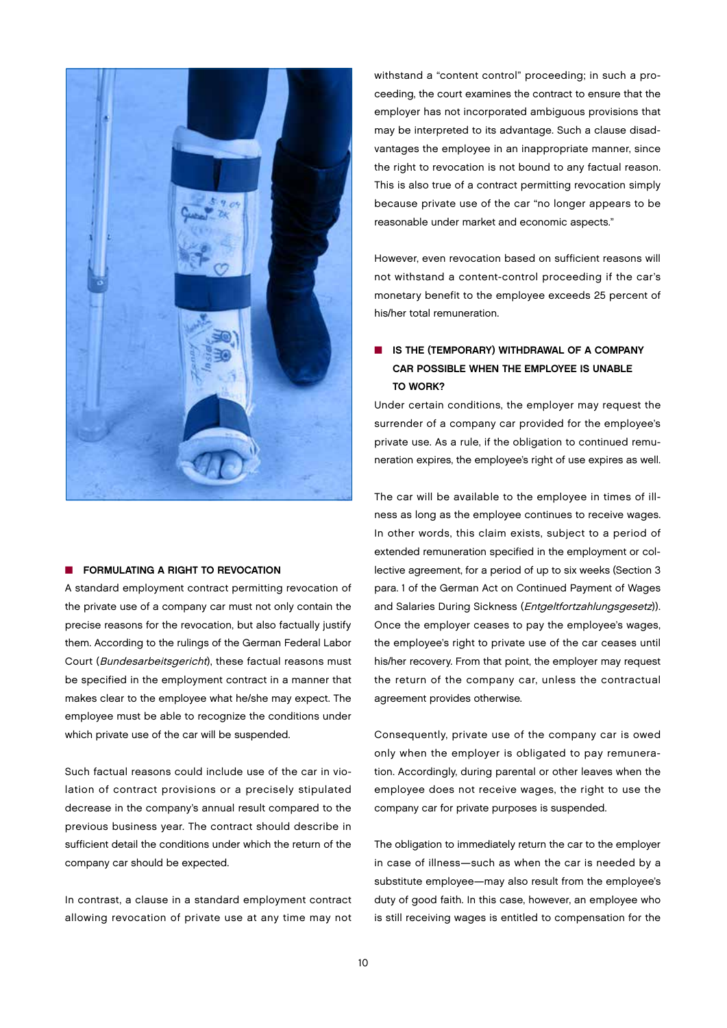## FORMULATING A RIGHT TO REVOCATION

A standard employment contract permitting revocation of the private use of a company car must not only contain the precise reasons for the revocation, but also factually justify them. According to the rulings of the German Federal Labor Court (*Bundesarbeitsgericht*), these factual reasons must be specified in the employment contract in a manner that makes clear to the employee what he/she may expect. The employee must be able to recognize the conditions under which private use of the car will be suspended.

Such factual reasons could include use of the car in violation of contract provisions or a precisely stipulated decrease in the company's annual result compared to the previous business year. The contract should describe in sufficient detail the conditions under which the return of the company car should be expected.

In contrast, a clause in a standard employment contract allowing revocation of private use at any time may not withstand a "content control" proceeding; in such a proceeding, the court examines the contract to ensure that the employer has not incorporated ambiguous provisions that may be interpreted to its advantage. Such a clause disadvantages the employee in an inappropriate manner, since the right to revocation is not bound to any factual reason. This is also true of a contract permitting revocation simply because private use of the car "no longer appears to be reasonable under market and economic aspects."

However, even revocation based on sufficient reasons will not withstand a content-control proceeding if the car's monetary benefit to the employee exceeds 25 percent of his/her total remuneration.

## IS THE (TEMPORARY) WITHDRAWAL OF A COMPANY CAR POSSIBLE WHEN THE EMPLOYEE IS UNABLE TO WORK?

Under certain conditions, the employer may request the surrender of a company car provided for the employee's private use. As a rule, if the obligation to continued remuneration expires, the employee's right of use expires as well.

The car will be available to the employee in times of illness as long as the employee continues to receive wages. In other words, this claim exists, subject to a period of extended remuneration specified in the employment or collective agreement, for a period of up to six weeks (Section 3 para. 1 of the German Act on Continued Payment of Wages and Salaries During Sickness (*Entgeltfortzahlungsgesetz*)). Once the employer ceases to pay the employee's wages, the employee's right to private use of the car ceases until his/her recovery. From that point, the employer may request the return of the company car, unless the contractual agreement provides otherwise.

Consequently, private use of the company car is owed only when the employer is obligated to pay remuneration. Accordingly, during parental or other leaves when the employee does not receive wages, the right to use the company car for private purposes is suspended.

The obligation to immediately return the car to the employer in case of illness—such as when the car is needed by a substitute employee—may also result from the employee's duty of good faith. In this case, however, an employee who is still receiving wages is entitled to compensation for the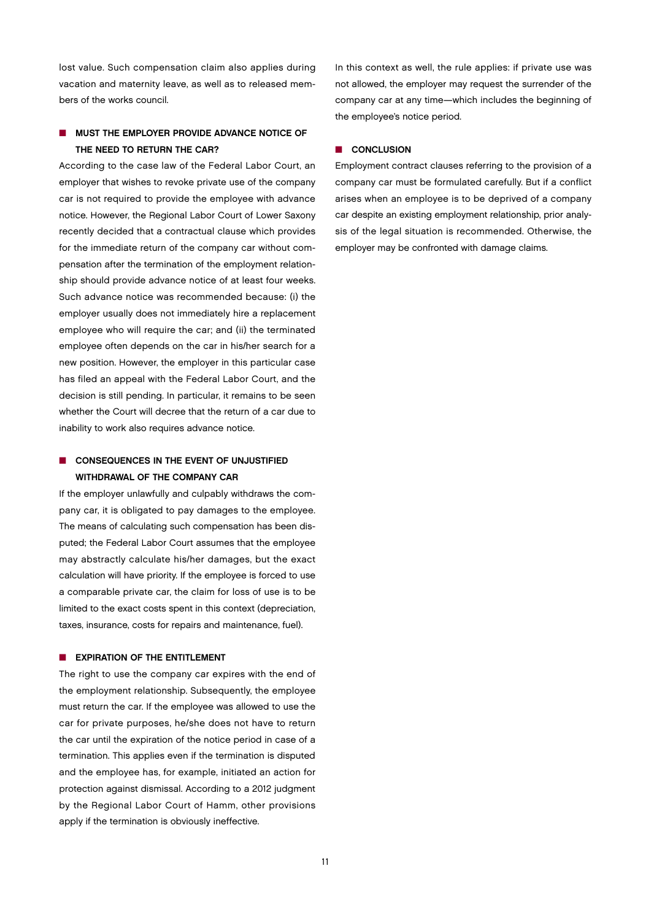lost value. Such compensation claim also applies during vacation and maternity leave, as well as to released members of the works council.

## MUST THE EMPLOYER PROVIDE ADVANCE NOTICE OF THE NEED TO RETURN THE CAR?

According to the case law of the Federal Labor Court, an employer that wishes to revoke private use of the company car is not required to provide the employee with advance notice. However, the Regional Labor Court of Lower Saxony recently decided that a contractual clause which provides for the immediate return of the company car without compensation after the termination of the employment relationship should provide advance notice of at least four weeks. Such advance notice was recommended because: (i) the employer usually does not immediately hire a replacement employee who will require the car; and (ii) the terminated employee often depends on the car in his/her search for a new position. However, the employer in this particular case has filed an appeal with the Federal Labor Court, and the decision is still pending. In particular, it remains to be seen whether the Court will decree that the return of a car due to inability to work also requires advance notice.

## CONSEQUENCES IN THE EVENT OF UNJUSTIFIED WITHDRAWAL OF THE COMPANY CAR

If the employer unlawfully and culpably withdraws the company car, it is obligated to pay damages to the employee. The means of calculating such compensation has been disputed; the Federal Labor Court assumes that the employee may abstractly calculate his/her damages, but the exact calculation will have priority. If the employee is forced to use a comparable private car, the claim for loss of use is to be limited to the exact costs spent in this context (depreciation, taxes, insurance, costs for repairs and maintenance, fuel).

## EXPIRATION OF THE ENTITLEMENT

The right to use the company car expires with the end of the employment relationship. Subsequently, the employee must return the car. If the employee was allowed to use the car for private purposes, he/she does not have to return the car until the expiration of the notice period in case of a termination. This applies even if the termination is disputed and the employee has, for example, initiated an action for protection against dismissal. According to a 2012 judgment by the Regional Labor Court of Hamm, other provisions apply if the termination is obviously ineffective.

In this context as well, the rule applies: if private use was not allowed, the employer may request the surrender of the company car at any time—which includes the beginning of the employee's notice period.

## CONCLUSION

Employment contract clauses referring to the provision of a company car must be formulated carefully. But if a conflict arises when an employee is to be deprived of a company car despite an existing employment relationship, prior analysis of the legal situation is recommended. Otherwise, the employer may be confronted with damage claims.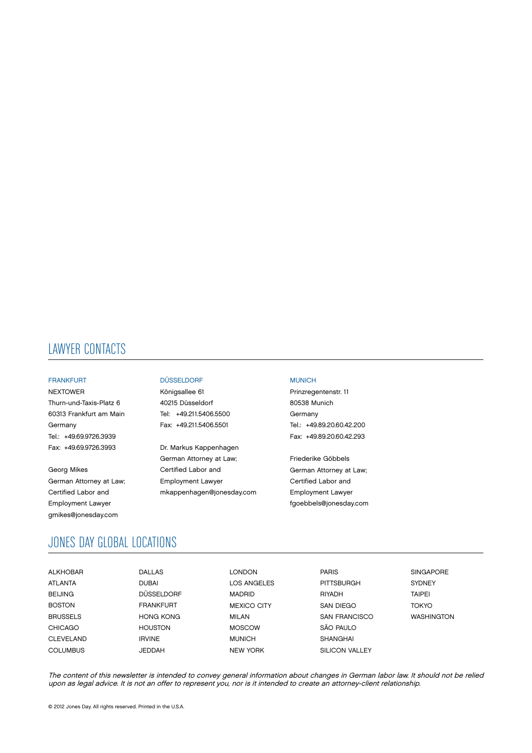## LAWYER CONTACTS

### FRANKFURT

NEXTOWER
Thurn-und-Taxis-Platz 6
60313 Frankfurt am Main
Germany
Tel.: +49.69.9726.3939
Fax: +49.69.9726.3993

Georg Mikes
German Attorney at Law;
Certified Labor and
Employment Lawyer
gmikes@jonesday.com

### DÜSSELDORF

Königsallee 61
40215 Düsseldorf
Tel: +49.211.5406.5500
Fax: +49.211.5406.5501

Dr. Markus Kappenhagen
German Attorney at Law;
Certified Labor and
Employment Lawyer
mkappenhagen@jonesday.com

### MUNICH

Prinzregentenstr. 11
80538 Munich
Germany
Tel.: +49.89.20.60.42.200
Fax: +49.89.20.60.42.293

Friederike Göbbels
German Attorney at Law;
Certified Labor and
Employment Lawyer
fgoebbels@jonesday.com

## JONES DAY GLOBAL LOCATIONS

ALKHOBAR
ATLANTA
BEIJING
BOSTON
BRUSSELS
CHICAGO
CLEVELAND
COLUMBUS
DALLAS
DUBAI
DÜSSELDORF
FRANKFURT
HONG KONG
HOUSTON
IRVINE
JEDDAH
LONDON
LOS ANGELES
MADRID
MEXICO CITY
MILAN
MOSCOW
MUNICH
NEW YORK
PARIS
PITTSBURGH
RIYADH
SAN DIEGO
SAN FRANCISCO
SÃO PAULO
SHANGHAI
SILICON VALLEY
SINGAPORE
SYDNEY
TAIPEI
TOKYO
WASHINGTON

*The content of this newsletter is intended to convey general information about changes in German labor law. It should not be relied upon as legal advice. It is not an offer to represent you, nor is it intended to create an attorney-client relationship.*

© 2012 Jones Day. All rights reserved. Printed in the U.S.A.